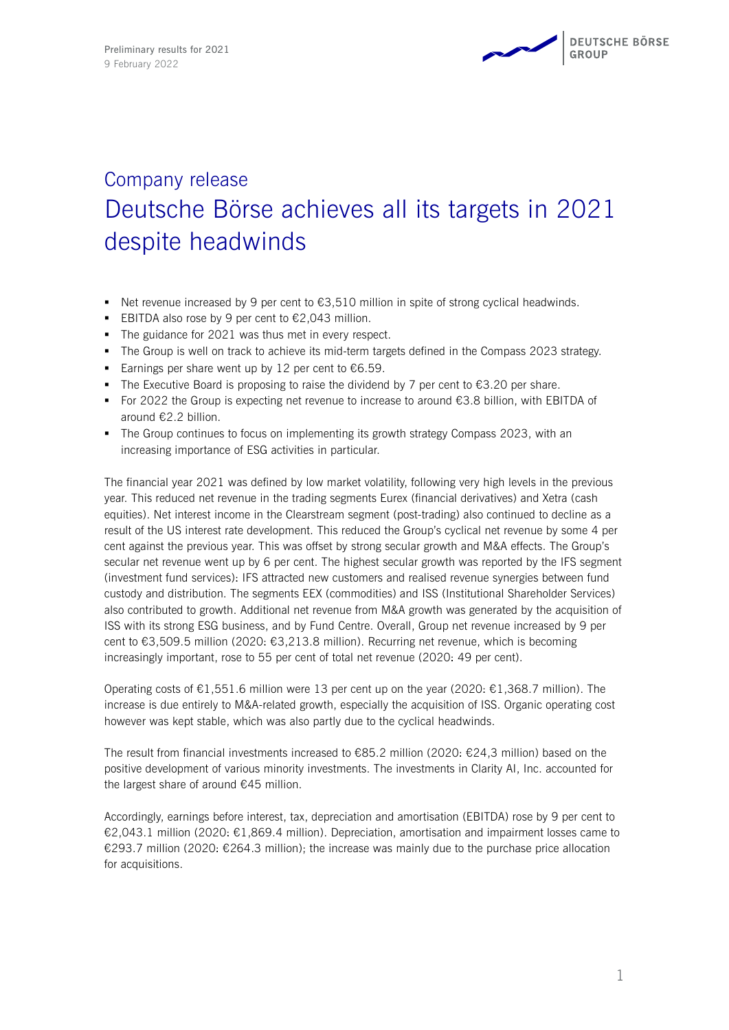Company release

# Deutsche Börse achieves all its targets in 2021 despite headwinds

- Net revenue increased by 9 per cent to €3,510 million in spite of strong cyclical headwinds.
- EBITDA also rose by 9 per cent to €2,043 million.
- The guidance for 2021 was thus met in every respect.
- The Group is well on track to achieve its mid-term targets defined in the Compass 2023 strategy.
- Earnings per share went up by 12 per cent to €6.59.
- The Executive Board is proposing to raise the dividend by 7 per cent to €3.20 per share.
- For 2022 the Group is expecting net revenue to increase to around €3.8 billion, with EBITDA of around €2.2 billion.
- The Group continues to focus on implementing its growth strategy Compass 2023, with an increasing importance of ESG activities in particular.

The financial year 2021 was defined by low market volatility, following very high levels in the previous year. This reduced net revenue in the trading segments Eurex (financial derivatives) and Xetra (cash equities). Net interest income in the Clearstream segment (post-trading) also continued to decline as a result of the US interest rate development. This reduced the Group's cyclical net revenue by some 4 per cent against the previous year. This was offset by strong secular growth and M&A effects. The Group's secular net revenue went up by 6 per cent. The highest secular growth was reported by the IFS segment (investment fund services): IFS attracted new customers and realised revenue synergies between fund custody and distribution. The segments EEX (commodities) and ISS (Institutional Shareholder Services) also contributed to growth. Additional net revenue from M&A growth was generated by the acquisition of ISS with its strong ESG business, and by Fund Centre. Overall, Group net revenue increased by 9 per cent to €3,509.5 million (2020: €3,213.8 million). Recurring net revenue, which is becoming increasingly important, rose to 55 per cent of total net revenue (2020: 49 per cent).

Operating costs of €1,551.6 million were 13 per cent up on the year (2020: €1,368.7 million). The increase is due entirely to M&A-related growth, especially the acquisition of ISS. Organic operating cost however was kept stable, which was also partly due to the cyclical headwinds.

The result from financial investments increased to €85.2 million (2020: €24,3 million) based on the positive development of various minority investments. The investments in Clarity AI, Inc. accounted for the largest share of around €45 million.

Accordingly, earnings before interest, tax, depreciation and amortisation (EBITDA) rose by 9 per cent to €2,043.1 million (2020: €1,869.4 million). Depreciation, amortisation and impairment losses came to €293.7 million (2020: €264.3 million); the increase was mainly due to the purchase price allocation for acquisitions.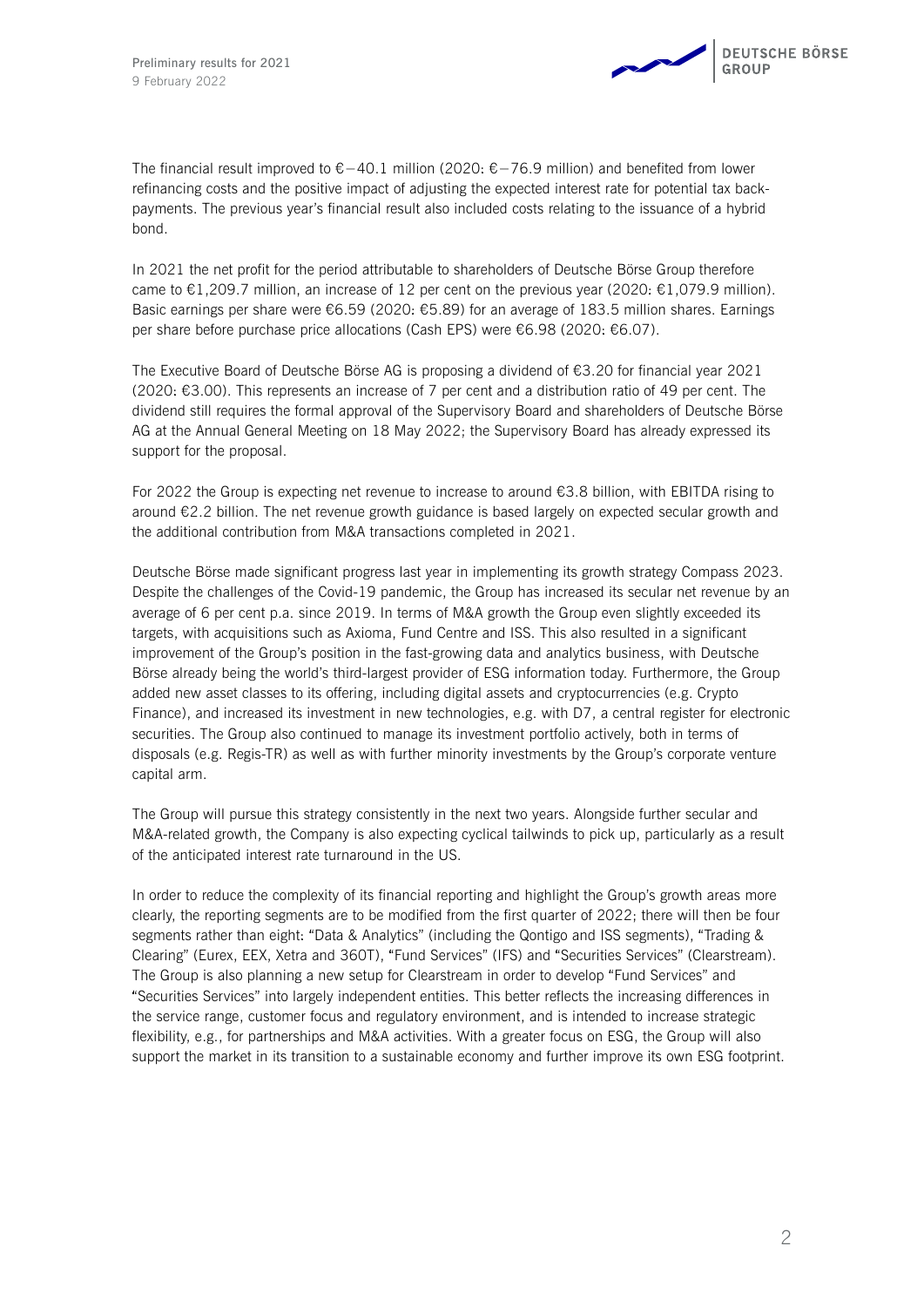The financial result improved to €−40.1 million (2020: €−76.9 million) and benefited from lower refinancing costs and the positive impact of adjusting the expected interest rate for potential tax back-payments. The previous year's financial result also included costs relating to the issuance of a hybrid bond.

In 2021 the net profit for the period attributable to shareholders of Deutsche Börse Group therefore came to €1,209.7 million, an increase of 12 per cent on the previous year (2020: €1,079.9 million). Basic earnings per share were €6.59 (2020: €5.89) for an average of 183.5 million shares. Earnings per share before purchase price allocations (Cash EPS) were €6.98 (2020: €6.07).

The Executive Board of Deutsche Börse AG is proposing a dividend of €3.20 for financial year 2021 (2020: €3.00). This represents an increase of 7 per cent and a distribution ratio of 49 per cent. The dividend still requires the formal approval of the Supervisory Board and shareholders of Deutsche Börse AG at the Annual General Meeting on 18 May 2022; the Supervisory Board has already expressed its support for the proposal.

For 2022 the Group is expecting net revenue to increase to around €3.8 billion, with EBITDA rising to around €2.2 billion. The net revenue growth guidance is based largely on expected secular growth and the additional contribution from M&A transactions completed in 2021.

Deutsche Börse made significant progress last year in implementing its growth strategy Compass 2023. Despite the challenges of the Covid-19 pandemic, the Group has increased its secular net revenue by an average of 6 per cent p.a. since 2019. In terms of M&A growth the Group even slightly exceeded its targets, with acquisitions such as Axioma, Fund Centre and ISS. This also resulted in a significant improvement of the Group's position in the fast-growing data and analytics business, with Deutsche Börse already being the world's third-largest provider of ESG information today. Furthermore, the Group added new asset classes to its offering, including digital assets and cryptocurrencies (e.g. Crypto Finance), and increased its investment in new technologies, e.g. with D7, a central register for electronic securities. The Group also continued to manage its investment portfolio actively, both in terms of disposals (e.g. Regis-TR) as well as with further minority investments by the Group's corporate venture capital arm.

The Group will pursue this strategy consistently in the next two years. Alongside further secular and M&A-related growth, the Company is also expecting cyclical tailwinds to pick up, particularly as a result of the anticipated interest rate turnaround in the US.

In order to reduce the complexity of its financial reporting and highlight the Group's growth areas more clearly, the reporting segments are to be modified from the first quarter of 2022; there will then be four segments rather than eight: "Data & Analytics" (including the Qontigo and ISS segments), "Trading & Clearing" (Eurex, EEX, Xetra and 360T), "Fund Services" (IFS) and "Securities Services" (Clearstream). The Group is also planning a new setup for Clearstream in order to develop "Fund Services" and "Securities Services" into largely independent entities. This better reflects the increasing differences in the service range, customer focus and regulatory environment, and is intended to increase strategic flexibility, e.g., for partnerships and M&A activities. With a greater focus on ESG, the Group will also support the market in its transition to a sustainable economy and further improve its own ESG footprint.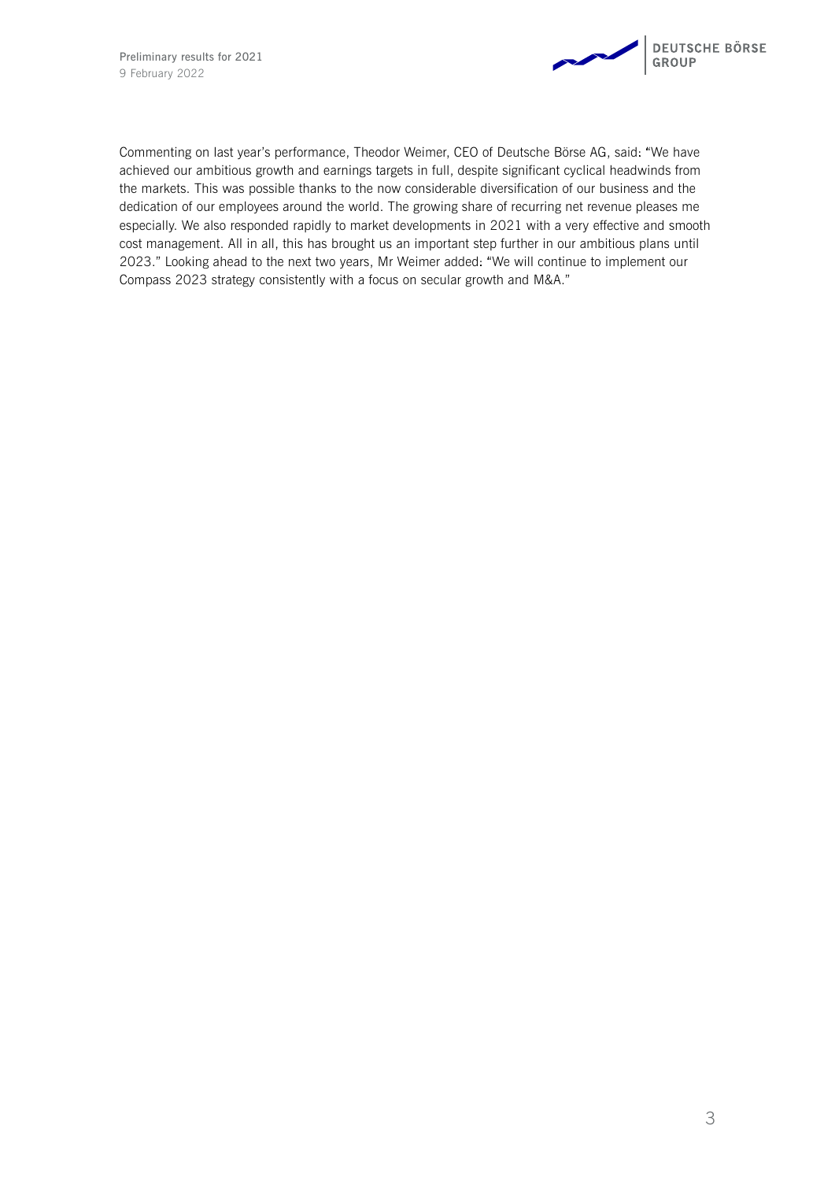Commenting on last year's performance, Theodor Weimer, CEO of Deutsche Börse AG, said: "We have achieved our ambitious growth and earnings targets in full, despite significant cyclical headwinds from the markets. This was possible thanks to the now considerable diversification of our business and the dedication of our employees around the world. The growing share of recurring net revenue pleases me especially. We also responded rapidly to market developments in 2021 with a very effective and smooth cost management. All in all, this has brought us an important step further in our ambitious plans until 2023." Looking ahead to the next two years, Mr Weimer added: "We will continue to implement our Compass 2023 strategy consistently with a focus on secular growth and M&A."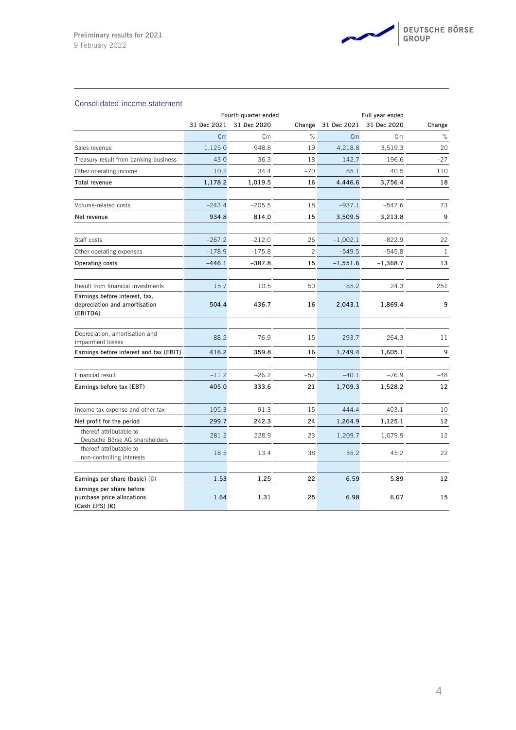## Consolidated income statement

| | Fourth quarter ended | | | Full year ended | | |
|---|---|---|---|---|---|---|
| | 31 Dec 2021 | 31 Dec 2020 | Change | 31 Dec 2021 | 31 Dec 2020 | Change |
| | €m | €m | % | €m | €m | % |
| Sales revenue | 1,125.0 | 948.8 | 19 | 4,218.8 | 3,519.3 | 20 |
| Treasury result from banking business | 43.0 | 36.3 | 18 | 142.7 | 196.6 | –27 |
| Other operating income | 10.2 | 34.4 | –70 | 85.1 | 40.5 | 110 |
| **Total revenue** | **1,178.2** | **1,019.5** | **16** | **4,446.6** | **3,756.4** | **18** |
| | | | | | | |
| Volume-related costs | –243.4 | –205.5 | 18 | –937.1 | –542.6 | 73 |
| **Net revenue** | **934.8** | **814.0** | **15** | **3,509.5** | **3,213.8** | **9** |
| | | | | | | |
| Staff costs | –267.2 | –212.0 | 26 | –1,002.1 | –822.9 | 22 |
| Other operating expenses | –178.9 | –175.8 | 2 | –549.5 | –545.8 | 1 |
| **Operating costs** | **–446.1** | **–387.8** | **15** | **–1,551.6** | **–1,368.7** | **13** |
| | | | | | | |
| Result from financial investments | 15.7 | 10.5 | 50 | 85.2 | 24.3 | 251 |
| **Earnings before interest, tax, depreciation and amortisation (EBITDA)** | **504.4** | **436.7** | **16** | **2,043.1** | **1,869.4** | **9** |
| | | | | | | |
| Depreciation, amortisation and impairment losses | –88.2 | –76.9 | 15 | –293.7 | –264.3 | 11 |
| **Earnings before interest and tax (EBIT)** | **416.2** | **359.8** | **16** | **1,749.4** | **1,605.1** | **9** |
| | | | | | | |
| Financial result | –11.2 | –26.2 | –57 | –40.1 | –76.9 | –48 |
| **Earnings before tax (EBT)** | **405.0** | **333.6** | **21** | **1,709.3** | **1,528.2** | **12** |
| | | | | | | |
| Income tax expense and other tax | –105.3 | –91.3 | 15 | –444.4 | –403.1 | 10 |
| **Net profit for the period** | **299.7** | **242.3** | **24** | **1,264.9** | **1,125.1** | **12** |
| thereof attributable to Deutsche Börse AG shareholders | 281.2 | 228.9 | 23 | 1,209.7 | 1,079.9 | 12 |
| thereof attributable to non-controlling interests | 18.5 | 13.4 | 38 | 55.2 | 45.2 | 22 |
| | | | | | | |
| **Earnings per share (basic) (€)** | **1.53** | **1.25** | **22** | **6.59** | **5.89** | **12** |
| **Earnings per share before purchase price allocations (Cash EPS) (€)** | **1.64** | **1.31** | **25** | **6.98** | **6.07** | **15** |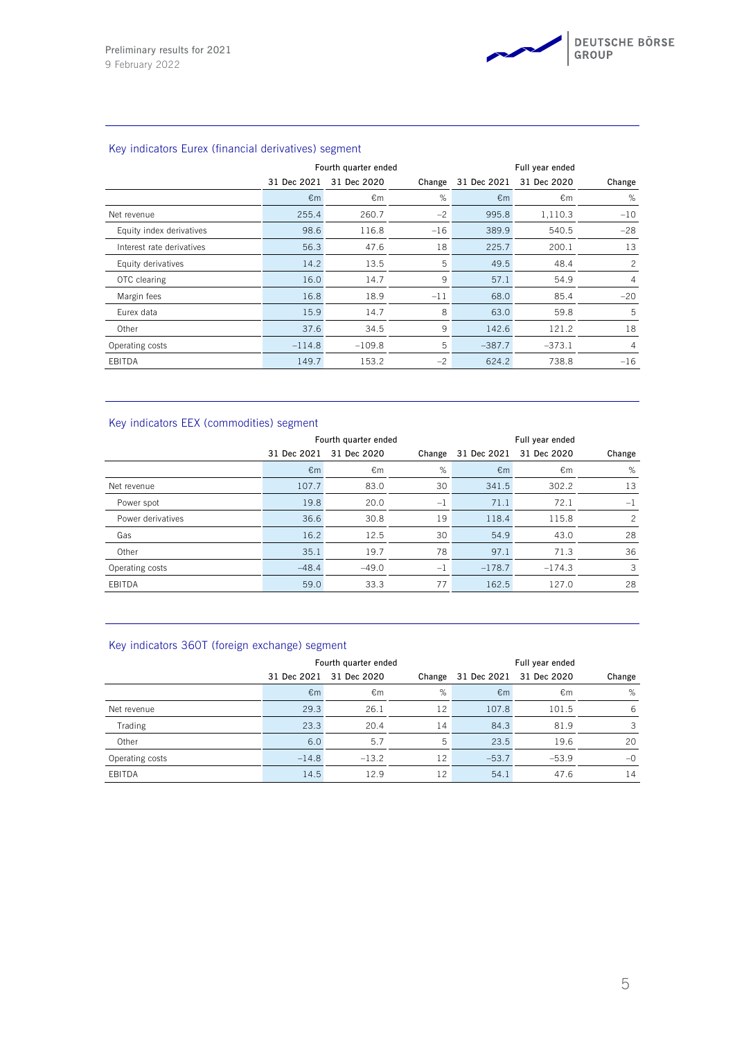## Key indicators Eurex (financial derivatives) segment

| | Fourth quarter ended | | | Full year ended | | |
|---|---|---|---|---|---|---|
| | 31 Dec 2021 | 31 Dec 2020 | Change | 31 Dec 2021 | 31 Dec 2020 | Change |
| | €m | €m | % | €m | €m | % |
| Net revenue | 255.4 | 260.7 | –2 | 995.8 | 1,110.3 | –10 |
| Equity index derivatives | 98.6 | 116.8 | –16 | 389.9 | 540.5 | –28 |
| Interest rate derivatives | 56.3 | 47.6 | 18 | 225.7 | 200.1 | 13 |
| Equity derivatives | 14.2 | 13.5 | 5 | 49.5 | 48.4 | 2 |
| OTC clearing | 16.0 | 14.7 | 9 | 57.1 | 54.9 | 4 |
| Margin fees | 16.8 | 18.9 | –11 | 68.0 | 85.4 | –20 |
| Eurex data | 15.9 | 14.7 | 8 | 63.0 | 59.8 | 5 |
| Other | 37.6 | 34.5 | 9 | 142.6 | 121.2 | 18 |
| Operating costs | –114.8 | –109.8 | 5 | –387.7 | –373.1 | 4 |
| EBITDA | 149.7 | 153.2 | –2 | 624.2 | 738.8 | –16 |

## Key indicators EEX (commodities) segment

| | Fourth quarter ended | | | Full year ended | | |
|---|---|---|---|---|---|---|
| | 31 Dec 2021 | 31 Dec 2020 | Change | 31 Dec 2021 | 31 Dec 2020 | Change |
| | €m | €m | % | €m | €m | % |
| Net revenue | 107.7 | 83.0 | 30 | 341.5 | 302.2 | 13 |
| Power spot | 19.8 | 20.0 | –1 | 71.1 | 72.1 | –1 |
| Power derivatives | 36.6 | 30.8 | 19 | 118.4 | 115.8 | 2 |
| Gas | 16.2 | 12.5 | 30 | 54.9 | 43.0 | 28 |
| Other | 35.1 | 19.7 | 78 | 97.1 | 71.3 | 36 |
| Operating costs | –48.4 | –49.0 | –1 | –178.7 | –174.3 | 3 |
| EBITDA | 59.0 | 33.3 | 77 | 162.5 | 127.0 | 28 |

## Key indicators 360T (foreign exchange) segment

| | Fourth quarter ended | | | Full year ended | | |
|---|---|---|---|---|---|---|
| | 31 Dec 2021 | 31 Dec 2020 | Change | 31 Dec 2021 | 31 Dec 2020 | Change |
| | €m | €m | % | €m | €m | % |
| Net revenue | 29.3 | 26.1 | 12 | 107.8 | 101.5 | 6 |
| Trading | 23.3 | 20.4 | 14 | 84.3 | 81.9 | 3 |
| Other | 6.0 | 5.7 | 5 | 23.5 | 19.6 | 20 |
| Operating costs | –14.8 | –13.2 | 12 | –53.7 | –53.9 | –0 |
| EBITDA | 14.5 | 12.9 | 12 | 54.1 | 47.6 | 14 |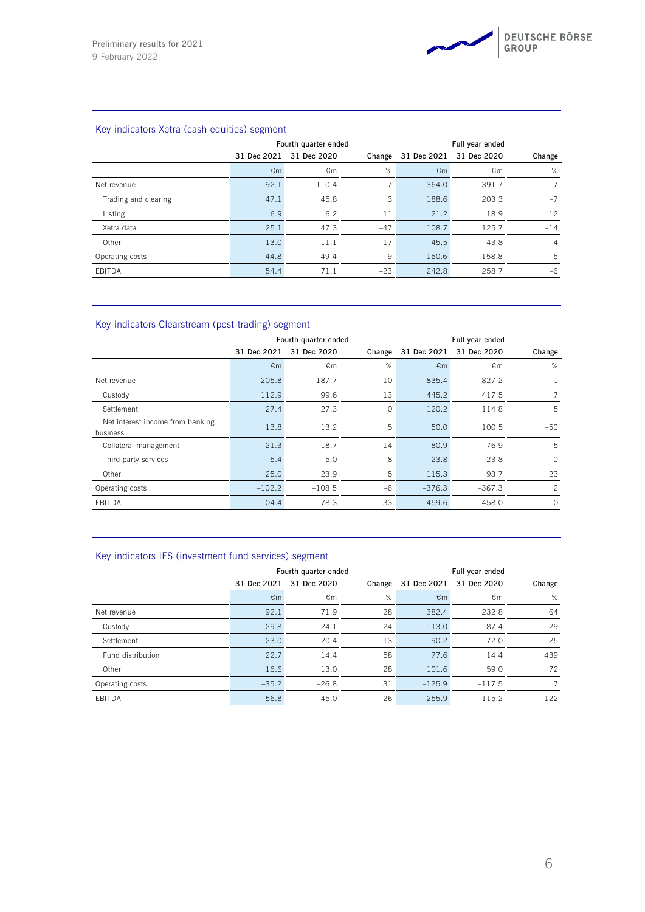## Key indicators Xetra (cash equities) segment

| | Fourth quarter ended | | | Full year ended | | |
|---|---|---|---|---|---|---|
| | 31 Dec 2021 | 31 Dec 2020 | Change | 31 Dec 2021 | 31 Dec 2020 | Change |
| | €m | €m | % | €m | €m | % |
| Net revenue | 92.1 | 110.4 | –17 | 364.0 | 391.7 | –7 |
| Trading and clearing | 47.1 | 45.8 | 3 | 188.6 | 203.3 | –7 |
| Listing | 6.9 | 6.2 | 11 | 21.2 | 18.9 | 12 |
| Xetra data | 25.1 | 47.3 | –47 | 108.7 | 125.7 | –14 |
| Other | 13.0 | 11.1 | 17 | 45.5 | 43.8 | 4 |
| Operating costs | –44.8 | –49.4 | –9 | –150.6 | –158.8 | –5 |
| EBITDA | 54.4 | 71.1 | –23 | 242.8 | 258.7 | –6 |

## Key indicators Clearstream (post-trading) segment

| | Fourth quarter ended | | | Full year ended | | |
|---|---|---|---|---|---|---|
| | 31 Dec 2021 | 31 Dec 2020 | Change | 31 Dec 2021 | 31 Dec 2020 | Change |
| | €m | €m | % | €m | €m | % |
| Net revenue | 205.8 | 187.7 | 10 | 835.4 | 827.2 | 1 |
| Custody | 112.9 | 99.6 | 13 | 445.2 | 417.5 | 7 |
| Settlement | 27.4 | 27.3 | 0 | 120.2 | 114.8 | 5 |
| Net interest income from banking business | 13.8 | 13.2 | 5 | 50.0 | 100.5 | –50 |
| Collateral management | 21.3 | 18.7 | 14 | 80.9 | 76.9 | 5 |
| Third party services | 5.4 | 5.0 | 8 | 23.8 | 23.8 | –0 |
| Other | 25.0 | 23.9 | 5 | 115.3 | 93.7 | 23 |
| Operating costs | –102.2 | –108.5 | –6 | –376.3 | –367.3 | 2 |
| EBITDA | 104.4 | 78.3 | 33 | 459.6 | 458.0 | 0 |

## Key indicators IFS (investment fund services) segment

| | Fourth quarter ended | | | Full year ended | | |
|---|---|---|---|---|---|---|
| | 31 Dec 2021 | 31 Dec 2020 | Change | 31 Dec 2021 | 31 Dec 2020 | Change |
| | €m | €m | % | €m | €m | % |
| Net revenue | 92.1 | 71.9 | 28 | 382.4 | 232.8 | 64 |
| Custody | 29.8 | 24.1 | 24 | 113.0 | 87.4 | 29 |
| Settlement | 23.0 | 20.4 | 13 | 90.2 | 72.0 | 25 |
| Fund distribution | 22.7 | 14.4 | 58 | 77.6 | 14.4 | 439 |
| Other | 16.6 | 13.0 | 28 | 101.6 | 59.0 | 72 |
| Operating costs | –35.2 | –26.8 | 31 | –125.9 | –117.5 | 7 |
| EBITDA | 56.8 | 45.0 | 26 | 255.9 | 115.2 | 122 |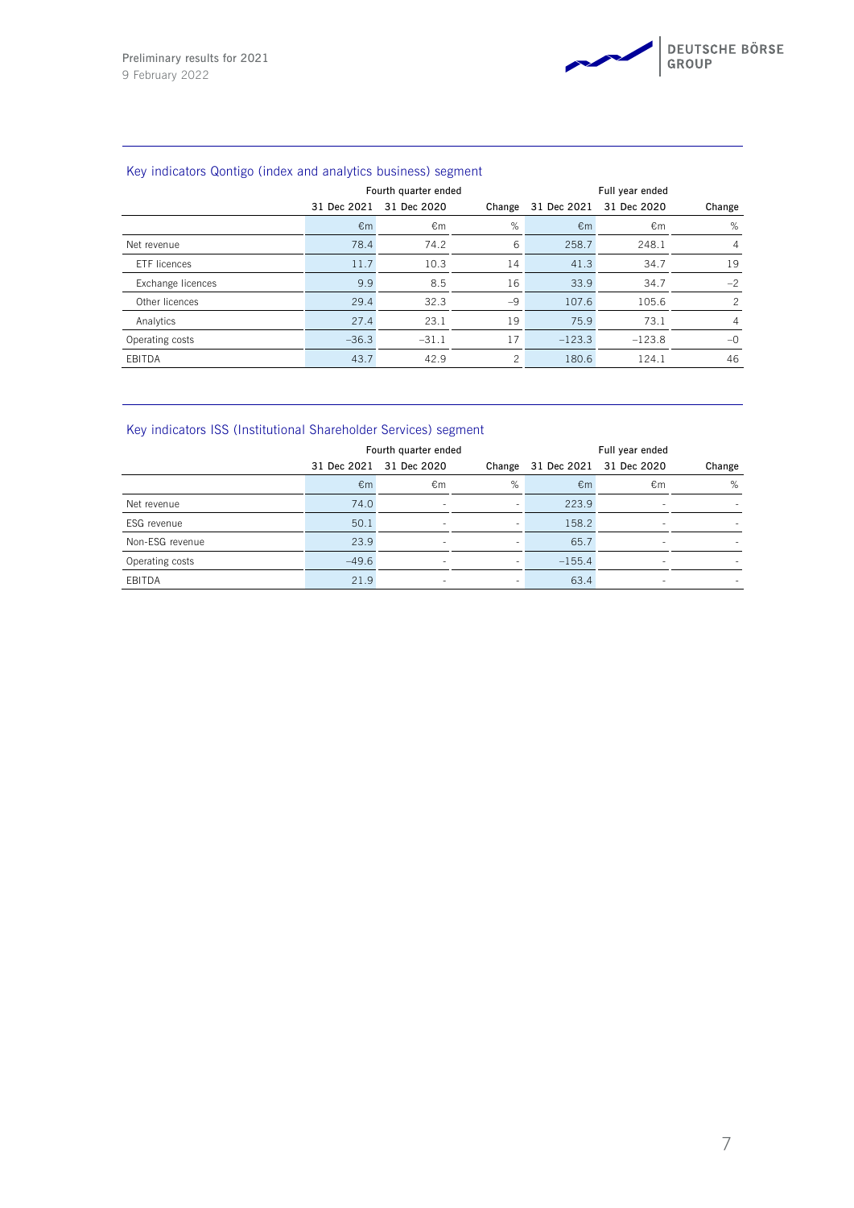## Key indicators Qontigo (index and analytics business) segment

| | Fourth quarter ended | | | Full year ended | | |
|---|---|---|---|---|---|---|
| | 31 Dec 2021 | 31 Dec 2020 | Change | 31 Dec 2021 | 31 Dec 2020 | Change |
| | €m | €m | % | €m | €m | % |
| Net revenue | 78.4 | 74.2 | 6 | 258.7 | 248.1 | 4 |
| ETF licences | 11.7 | 10.3 | 14 | 41.3 | 34.7 | 19 |
| Exchange licences | 9.9 | 8.5 | 16 | 33.9 | 34.7 | –2 |
| Other licences | 29.4 | 32.3 | –9 | 107.6 | 105.6 | 2 |
| Analytics | 27.4 | 23.1 | 19 | 75.9 | 73.1 | 4 |
| Operating costs | –36.3 | –31.1 | 17 | –123.3 | –123.8 | –0 |
| EBITDA | 43.7 | 42.9 | 2 | 180.6 | 124.1 | 46 |

## Key indicators ISS (Institutional Shareholder Services) segment

| | Fourth quarter ended | | | Full year ended | | |
|---|---|---|---|---|---|---|
| | 31 Dec 2021 | 31 Dec 2020 | Change | 31 Dec 2021 | 31 Dec 2020 | Change |
| | €m | €m | % | €m | €m | % |
| Net revenue | 74.0 | - | - | 223.9 | - | - |
| ESG revenue | 50.1 | - | - | 158.2 | - | - |
| Non-ESG revenue | 23.9 | - | - | 65.7 | - | - |
| Operating costs | –49.6 | - | - | –155.4 | - | - |
| EBITDA | 21.9 | - | - | 63.4 | - | - |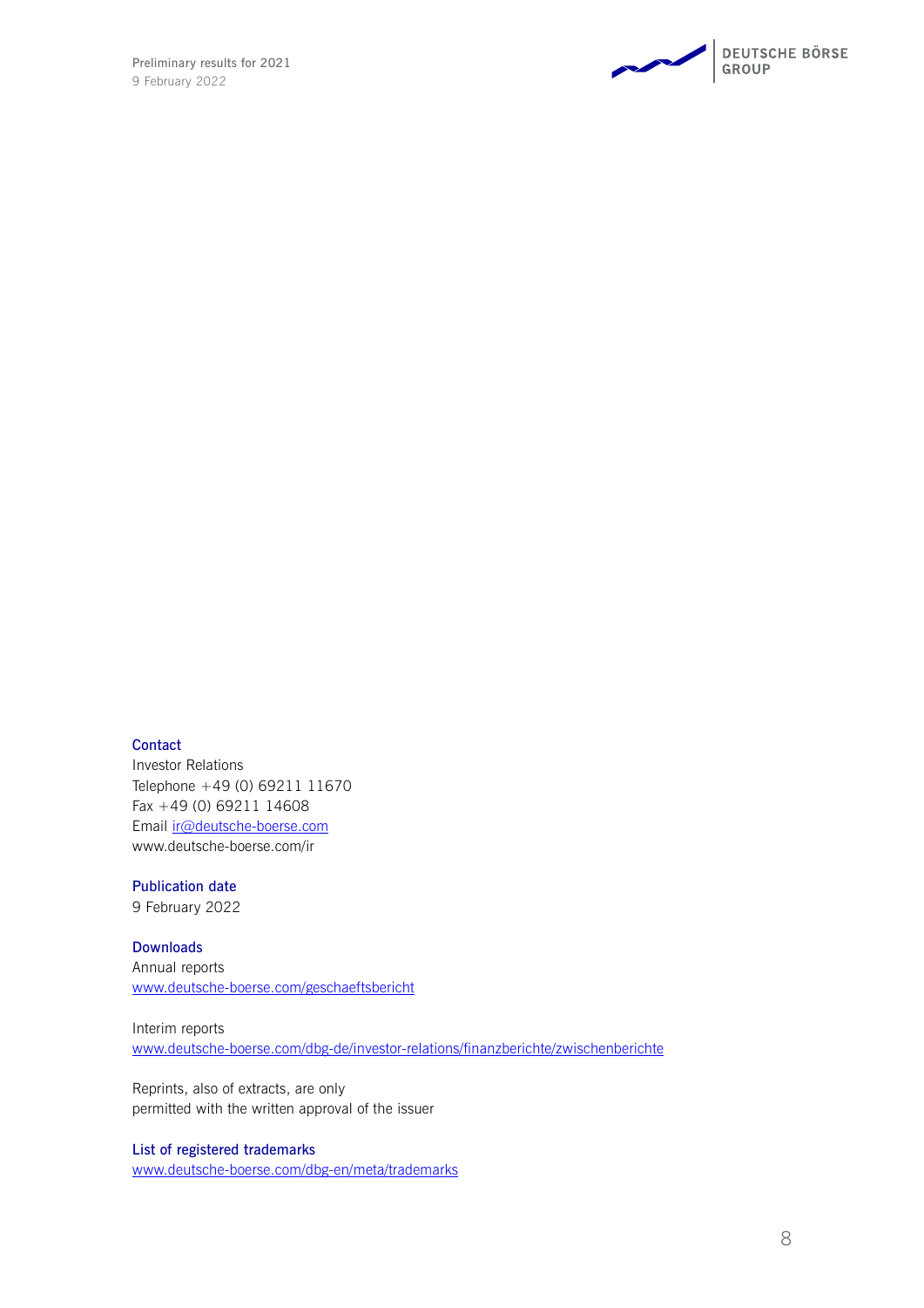**Contact**
Investor Relations
Telephone +49 (0) 69211 11670
Fax +49 (0) 69211 14608
Email ir@deutsche-boerse.com
www.deutsche-boerse.com/ir

**Publication date**
9 February 2022

**Downloads**
Annual reports
www.deutsche-boerse.com/geschaeftsbericht

Interim reports
www.deutsche-boerse.com/dbg-de/investor-relations/finanzberichte/zwischenberichte

Reprints, also of extracts, are only
permitted with the written approval of the issuer

**List of registered trademarks**
www.deutsche-boerse.com/dbg-en/meta/trademarks